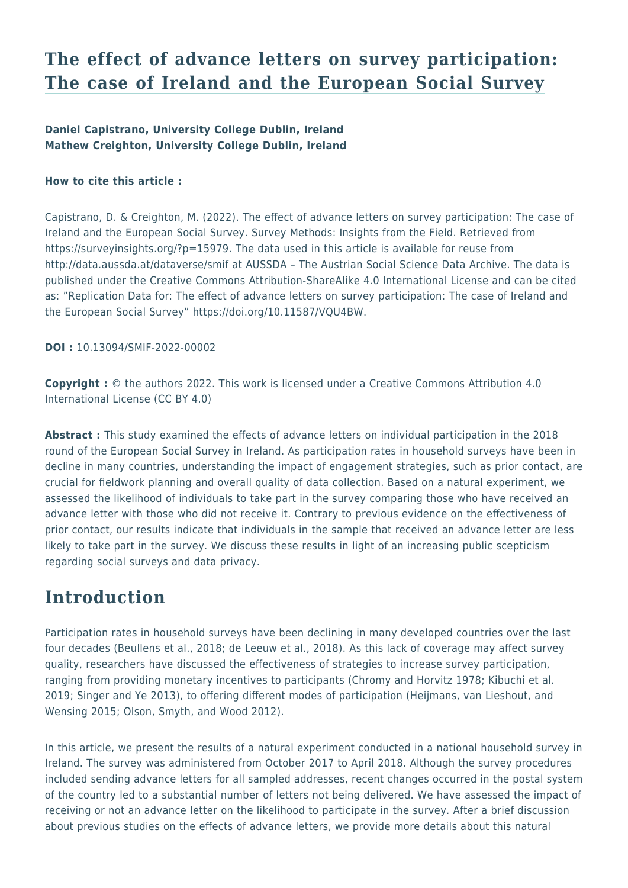# The effect of advance letters on survey participation: The case of Ireland and the European Social Survey

**Daniel Capistrano, University College Dublin, Ireland**
**Mathew Creighton, University College Dublin, Ireland**

**How to cite this article :**

Capistrano, D. & Creighton, M. (2022). The effect of advance letters on survey participation: The case of Ireland and the European Social Survey. Survey Methods: Insights from the Field. Retrieved from https://surveyinsights.org/?p=15979. The data used in this article is available for reuse from http://data.aussda.at/dataverse/smif at AUSSDA – The Austrian Social Science Data Archive. The data is published under the Creative Commons Attribution-ShareAlike 4.0 International License and can be cited as: "Replication Data for: The effect of advance letters on survey participation: The case of Ireland and the European Social Survey" https://doi.org/10.11587/VQU4BW.

**DOI :** 10.13094/SMIF-2022-00002

**Copyright :** © the authors 2022. This work is licensed under a Creative Commons Attribution 4.0 International License (CC BY 4.0)

**Abstract :** This study examined the effects of advance letters on individual participation in the 2018 round of the European Social Survey in Ireland. As participation rates in household surveys have been in decline in many countries, understanding the impact of engagement strategies, such as prior contact, are crucial for fieldwork planning and overall quality of data collection. Based on a natural experiment, we assessed the likelihood of individuals to take part in the survey comparing those who have received an advance letter with those who did not receive it. Contrary to previous evidence on the effectiveness of prior contact, our results indicate that individuals in the sample that received an advance letter are less likely to take part in the survey. We discuss these results in light of an increasing public scepticism regarding social surveys and data privacy.

## Introduction

Participation rates in household surveys have been declining in many developed countries over the last four decades (Beullens et al., 2018; de Leeuw et al., 2018). As this lack of coverage may affect survey quality, researchers have discussed the effectiveness of strategies to increase survey participation, ranging from providing monetary incentives to participants (Chromy and Horvitz 1978; Kibuchi et al. 2019; Singer and Ye 2013), to offering different modes of participation (Heijmans, van Lieshout, and Wensing 2015; Olson, Smyth, and Wood 2012).

In this article, we present the results of a natural experiment conducted in a national household survey in Ireland. The survey was administered from October 2017 to April 2018. Although the survey procedures included sending advance letters for all sampled addresses, recent changes occurred in the postal system of the country led to a substantial number of letters not being delivered. We have assessed the impact of receiving or not an advance letter on the likelihood to participate in the survey. After a brief discussion about previous studies on the effects of advance letters, we provide more details about this natural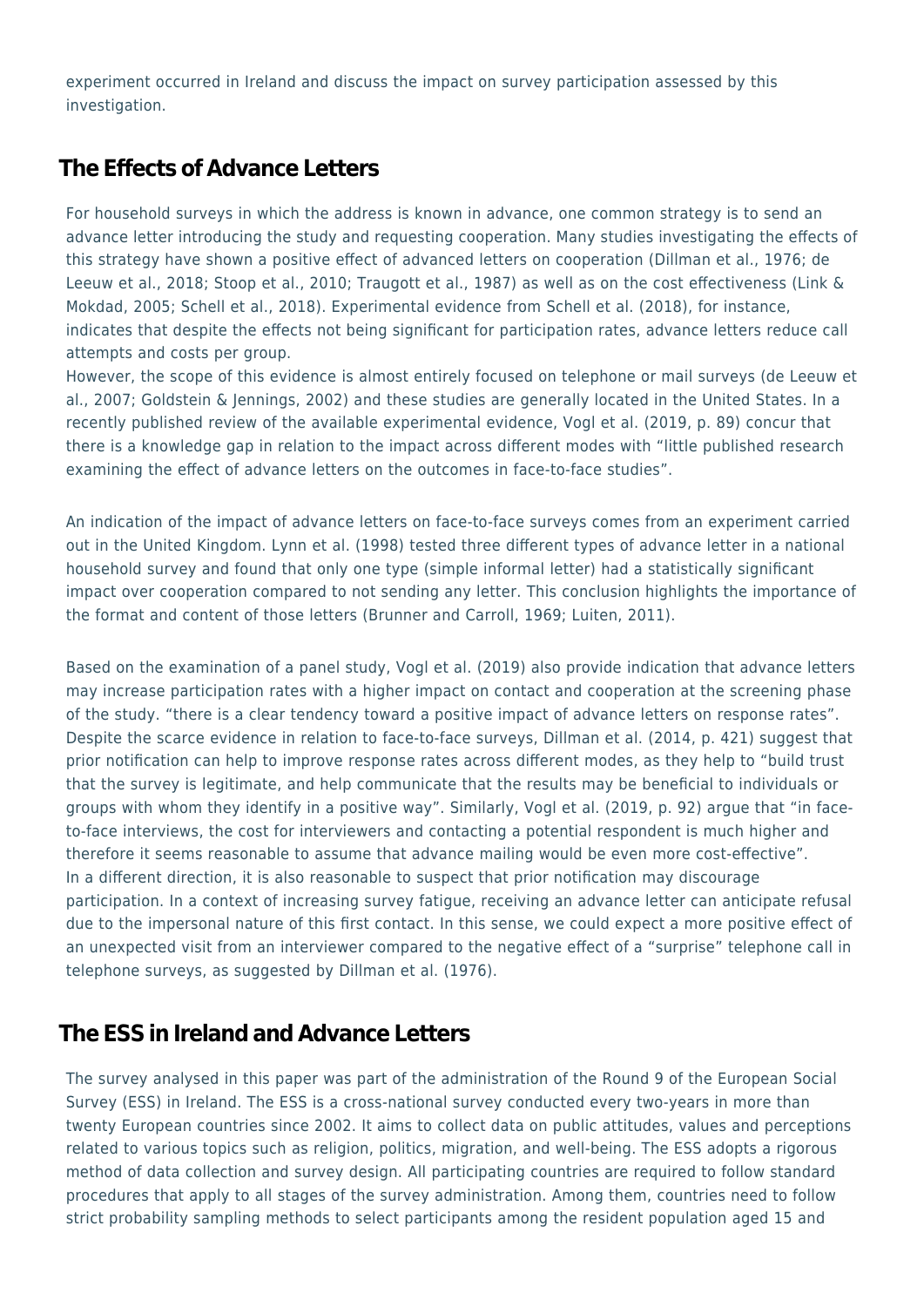experiment occurred in Ireland and discuss the impact on survey participation assessed by this investigation.

## The Effects of Advance Letters

For household surveys in which the address is known in advance, one common strategy is to send an advance letter introducing the study and requesting cooperation. Many studies investigating the effects of this strategy have shown a positive effect of advanced letters on cooperation (Dillman et al., 1976; de Leeuw et al., 2018; Stoop et al., 2010; Traugott et al., 1987) as well as on the cost effectiveness (Link & Mokdad, 2005; Schell et al., 2018). Experimental evidence from Schell et al. (2018), for instance, indicates that despite the effects not being significant for participation rates, advance letters reduce call attempts and costs per group.

However, the scope of this evidence is almost entirely focused on telephone or mail surveys (de Leeuw et al., 2007; Goldstein & Jennings, 2002) and these studies are generally located in the United States. In a recently published review of the available experimental evidence, Vogl et al. (2019, p. 89) concur that there is a knowledge gap in relation to the impact across different modes with "little published research examining the effect of advance letters on the outcomes in face-to-face studies".

An indication of the impact of advance letters on face-to-face surveys comes from an experiment carried out in the United Kingdom. Lynn et al. (1998) tested three different types of advance letter in a national household survey and found that only one type (simple informal letter) had a statistically significant impact over cooperation compared to not sending any letter. This conclusion highlights the importance of the format and content of those letters (Brunner and Carroll, 1969; Luiten, 2011).

Based on the examination of a panel study, Vogl et al. (2019) also provide indication that advance letters may increase participation rates with a higher impact on contact and cooperation at the screening phase of the study. "there is a clear tendency toward a positive impact of advance letters on response rates". Despite the scarce evidence in relation to face-to-face surveys, Dillman et al. (2014, p. 421) suggest that prior notification can help to improve response rates across different modes, as they help to "build trust that the survey is legitimate, and help communicate that the results may be beneficial to individuals or groups with whom they identify in a positive way". Similarly, Vogl et al. (2019, p. 92) argue that "in face-to-face interviews, the cost for interviewers and contacting a potential respondent is much higher and therefore it seems reasonable to assume that advance mailing would be even more cost-effective".

In a different direction, it is also reasonable to suspect that prior notification may discourage participation. In a context of increasing survey fatigue, receiving an advance letter can anticipate refusal due to the impersonal nature of this first contact. In this sense, we could expect a more positive effect of an unexpected visit from an interviewer compared to the negative effect of a "surprise" telephone call in telephone surveys, as suggested by Dillman et al. (1976).

## The ESS in Ireland and Advance Letters

The survey analysed in this paper was part of the administration of the Round 9 of the European Social Survey (ESS) in Ireland. The ESS is a cross-national survey conducted every two-years in more than twenty European countries since 2002. It aims to collect data on public attitudes, values and perceptions related to various topics such as religion, politics, migration, and well-being. The ESS adopts a rigorous method of data collection and survey design. All participating countries are required to follow standard procedures that apply to all stages of the survey administration. Among them, countries need to follow strict probability sampling methods to select participants among the resident population aged 15 and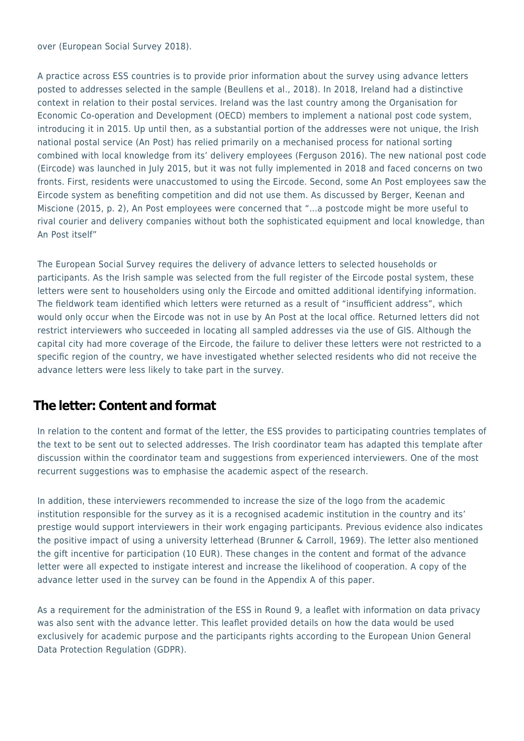over (European Social Survey 2018).

A practice across ESS countries is to provide prior information about the survey using advance letters posted to addresses selected in the sample (Beullens et al., 2018). In 2018, Ireland had a distinctive context in relation to their postal services. Ireland was the last country among the Organisation for Economic Co-operation and Development (OECD) members to implement a national post code system, introducing it in 2015. Up until then, as a substantial portion of the addresses were not unique, the Irish national postal service (An Post) has relied primarily on a mechanised process for national sorting combined with local knowledge from its' delivery employees (Ferguson 2016). The new national post code (Eircode) was launched in July 2015, but it was not fully implemented in 2018 and faced concerns on two fronts. First, residents were unaccustomed to using the Eircode. Second, some An Post employees saw the Eircode system as benefiting competition and did not use them. As discussed by Berger, Keenan and Miscione (2015, p. 2), An Post employees were concerned that "…a postcode might be more useful to rival courier and delivery companies without both the sophisticated equipment and local knowledge, than An Post itself"

The European Social Survey requires the delivery of advance letters to selected households or participants. As the Irish sample was selected from the full register of the Eircode postal system, these letters were sent to householders using only the Eircode and omitted additional identifying information. The fieldwork team identified which letters were returned as a result of "insufficient address", which would only occur when the Eircode was not in use by An Post at the local office. Returned letters did not restrict interviewers who succeeded in locating all sampled addresses via the use of GIS. Although the capital city had more coverage of the Eircode, the failure to deliver these letters were not restricted to a specific region of the country, we have investigated whether selected residents who did not receive the advance letters were less likely to take part in the survey.

## The letter: Content and format

In relation to the content and format of the letter, the ESS provides to participating countries templates of the text to be sent out to selected addresses. The Irish coordinator team has adapted this template after discussion within the coordinator team and suggestions from experienced interviewers. One of the most recurrent suggestions was to emphasise the academic aspect of the research.

In addition, these interviewers recommended to increase the size of the logo from the academic institution responsible for the survey as it is a recognised academic institution in the country and its' prestige would support interviewers in their work engaging participants. Previous evidence also indicates the positive impact of using a university letterhead (Brunner & Carroll, 1969). The letter also mentioned the gift incentive for participation (10 EUR). These changes in the content and format of the advance letter were all expected to instigate interest and increase the likelihood of cooperation. A copy of the advance letter used in the survey can be found in the Appendix A of this paper.

As a requirement for the administration of the ESS in Round 9, a leaflet with information on data privacy was also sent with the advance letter. This leaflet provided details on how the data would be used exclusively for academic purpose and the participants rights according to the European Union General Data Protection Regulation (GDPR).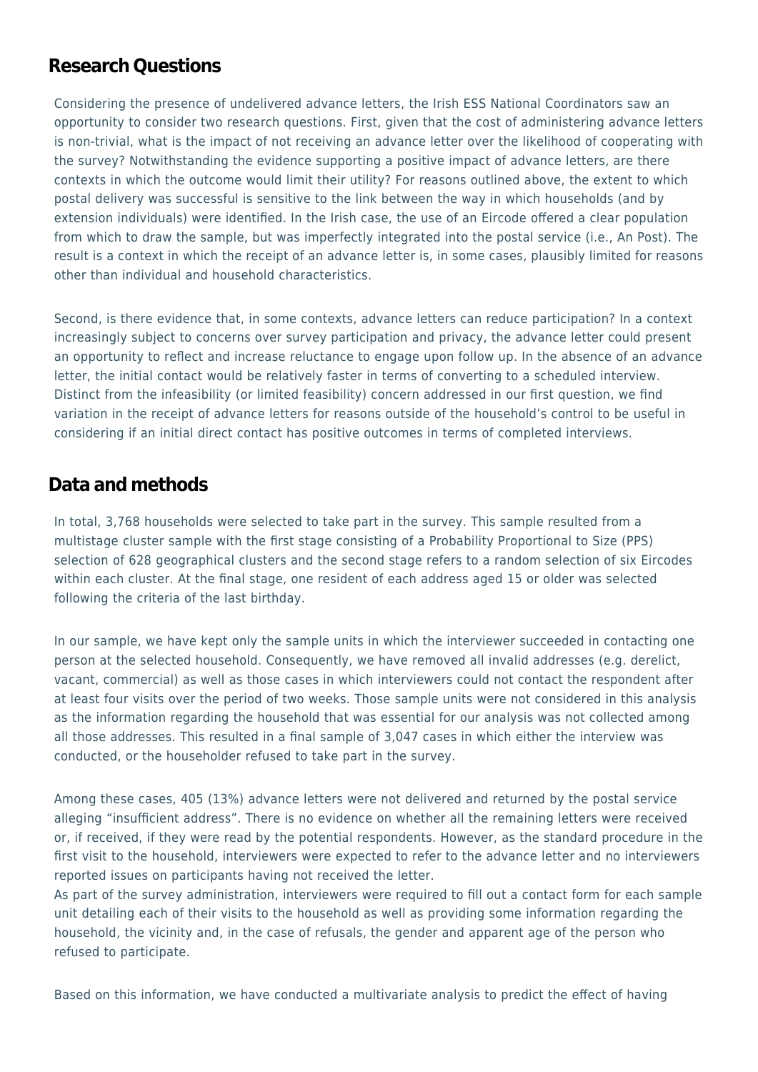## Research Questions

Considering the presence of undelivered advance letters, the Irish ESS National Coordinators saw an opportunity to consider two research questions. First, given that the cost of administering advance letters is non-trivial, what is the impact of not receiving an advance letter over the likelihood of cooperating with the survey? Notwithstanding the evidence supporting a positive impact of advance letters, are there contexts in which the outcome would limit their utility? For reasons outlined above, the extent to which postal delivery was successful is sensitive to the link between the way in which households (and by extension individuals) were identified. In the Irish case, the use of an Eircode offered a clear population from which to draw the sample, but was imperfectly integrated into the postal service (i.e., An Post). The result is a context in which the receipt of an advance letter is, in some cases, plausibly limited for reasons other than individual and household characteristics.

Second, is there evidence that, in some contexts, advance letters can reduce participation? In a context increasingly subject to concerns over survey participation and privacy, the advance letter could present an opportunity to reflect and increase reluctance to engage upon follow up. In the absence of an advance letter, the initial contact would be relatively faster in terms of converting to a scheduled interview. Distinct from the infeasibility (or limited feasibility) concern addressed in our first question, we find variation in the receipt of advance letters for reasons outside of the household's control to be useful in considering if an initial direct contact has positive outcomes in terms of completed interviews.

## Data and methods

In total, 3,768 households were selected to take part in the survey. This sample resulted from a multistage cluster sample with the first stage consisting of a Probability Proportional to Size (PPS) selection of 628 geographical clusters and the second stage refers to a random selection of six Eircodes within each cluster. At the final stage, one resident of each address aged 15 or older was selected following the criteria of the last birthday.

In our sample, we have kept only the sample units in which the interviewer succeeded in contacting one person at the selected household. Consequently, we have removed all invalid addresses (e.g. derelict, vacant, commercial) as well as those cases in which interviewers could not contact the respondent after at least four visits over the period of two weeks. Those sample units were not considered in this analysis as the information regarding the household that was essential for our analysis was not collected among all those addresses. This resulted in a final sample of 3,047 cases in which either the interview was conducted, or the householder refused to take part in the survey.

Among these cases, 405 (13%) advance letters were not delivered and returned by the postal service alleging "insufficient address". There is no evidence on whether all the remaining letters were received or, if received, if they were read by the potential respondents. However, as the standard procedure in the first visit to the household, interviewers were expected to refer to the advance letter and no interviewers reported issues on participants having not received the letter.
As part of the survey administration, interviewers were required to fill out a contact form for each sample unit detailing each of their visits to the household as well as providing some information regarding the household, the vicinity and, in the case of refusals, the gender and apparent age of the person who refused to participate.

Based on this information, we have conducted a multivariate analysis to predict the effect of having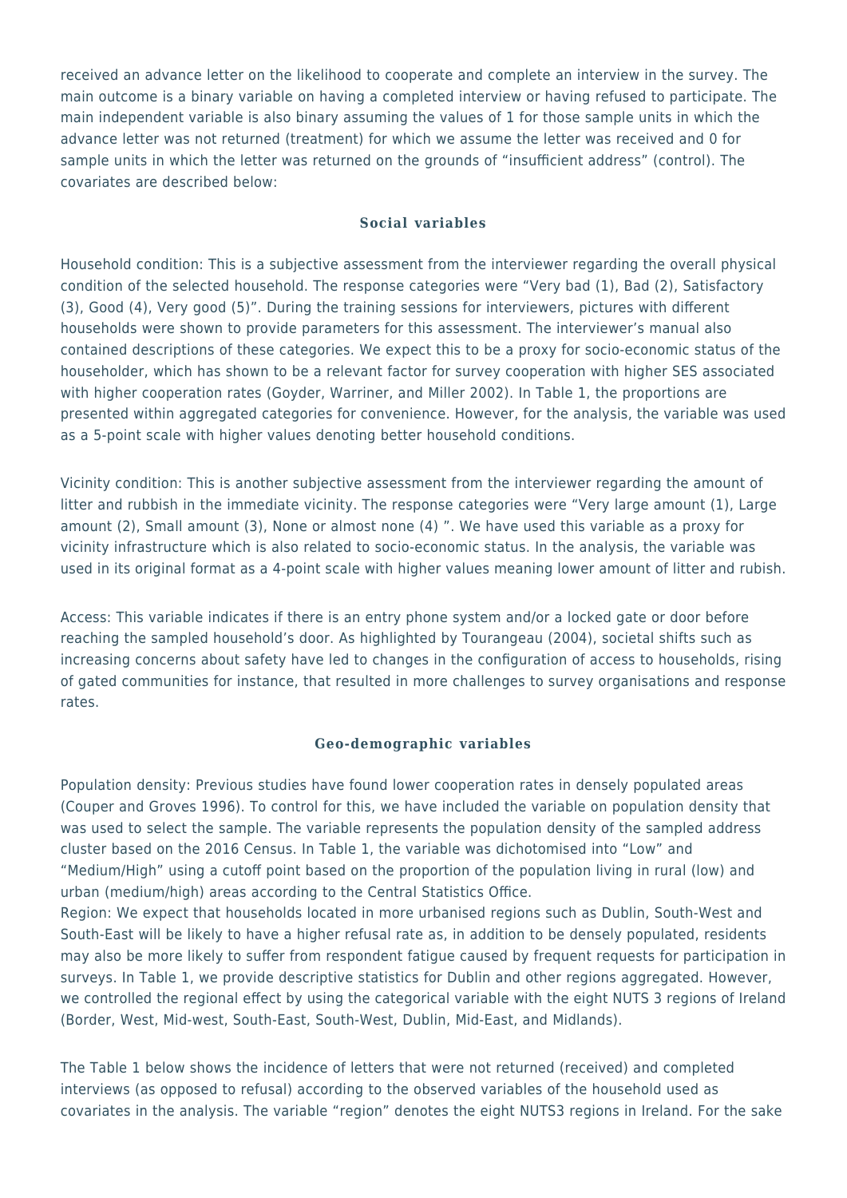received an advance letter on the likelihood to cooperate and complete an interview in the survey. The main outcome is a binary variable on having a completed interview or having refused to participate. The main independent variable is also binary assuming the values of 1 for those sample units in which the advance letter was not returned (treatment) for which we assume the letter was received and 0 for sample units in which the letter was returned on the grounds of "insufficient address" (control). The covariates are described below:

### Social variables

Household condition: This is a subjective assessment from the interviewer regarding the overall physical condition of the selected household. The response categories were "Very bad (1), Bad (2), Satisfactory (3), Good (4), Very good (5)". During the training sessions for interviewers, pictures with different households were shown to provide parameters for this assessment. The interviewer's manual also contained descriptions of these categories. We expect this to be a proxy for socio-economic status of the householder, which has shown to be a relevant factor for survey cooperation with higher SES associated with higher cooperation rates (Goyder, Warriner, and Miller 2002). In Table 1, the proportions are presented within aggregated categories for convenience. However, for the analysis, the variable was used as a 5-point scale with higher values denoting better household conditions.

Vicinity condition: This is another subjective assessment from the interviewer regarding the amount of litter and rubbish in the immediate vicinity. The response categories were "Very large amount (1), Large amount (2), Small amount (3), None or almost none (4) ". We have used this variable as a proxy for vicinity infrastructure which is also related to socio-economic status. In the analysis, the variable was used in its original format as a 4-point scale with higher values meaning lower amount of litter and rubish.

Access: This variable indicates if there is an entry phone system and/or a locked gate or door before reaching the sampled household's door. As highlighted by Tourangeau (2004), societal shifts such as increasing concerns about safety have led to changes in the configuration of access to households, rising of gated communities for instance, that resulted in more challenges to survey organisations and response rates.

### Geo-demographic variables

Population density: Previous studies have found lower cooperation rates in densely populated areas (Couper and Groves 1996). To control for this, we have included the variable on population density that was used to select the sample. The variable represents the population density of the sampled address cluster based on the 2016 Census. In Table 1, the variable was dichotomised into "Low" and "Medium/High" using a cutoff point based on the proportion of the population living in rural (low) and urban (medium/high) areas according to the Central Statistics Office.

Region: We expect that households located in more urbanised regions such as Dublin, South-West and South-East will be likely to have a higher refusal rate as, in addition to be densely populated, residents may also be more likely to suffer from respondent fatigue caused by frequent requests for participation in surveys. In Table 1, we provide descriptive statistics for Dublin and other regions aggregated. However, we controlled the regional effect by using the categorical variable with the eight NUTS 3 regions of Ireland (Border, West, Mid-west, South-East, South-West, Dublin, Mid-East, and Midlands).

The Table 1 below shows the incidence of letters that were not returned (received) and completed interviews (as opposed to refusal) according to the observed variables of the household used as covariates in the analysis. The variable "region" denotes the eight NUTS3 regions in Ireland. For the sake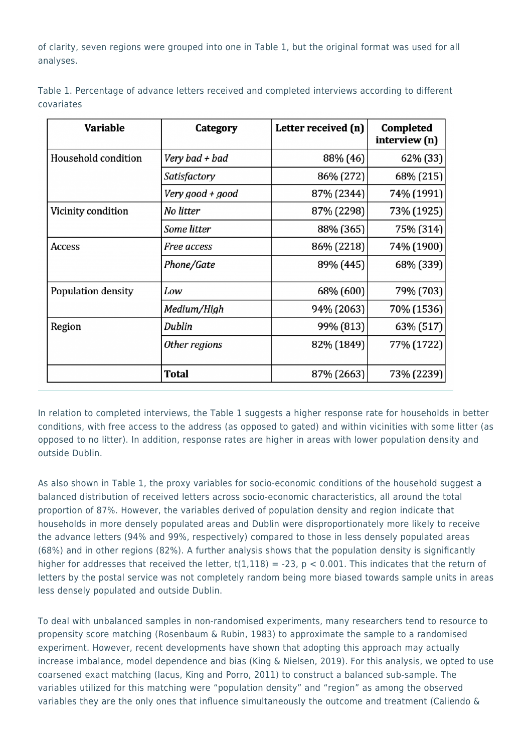of clarity, seven regions were grouped into one in Table 1, but the original format was used for all analyses.

Table 1. Percentage of advance letters received and completed interviews according to different covariates

| Variable | Category | Letter received (n) | Completed interview (n) |
|---|---|---|---|
| Household condition | *Very bad + bad* | 88% (46) | 62% (33) |
| | *Satisfactory* | 86% (272) | 68% (215) |
| | *Very good + good* | 87% (2344) | 74% (1991) |
| Vicinity condition | *No litter* | 87% (2298) | 73% (1925) |
| | *Some litter* | 88% (365) | 75% (314) |
| Access | *Free access* | 86% (2218) | 74% (1900) |
| | *Phone/Gate* | 89% (445) | 68% (339) |
| Population density | *Low* | 68% (600) | 79% (703) |
| | *Medium/High* | 94% (2063) | 70% (1536) |
| Region | *Dublin* | 99% (813) | 63% (517) |
| | *Other regions* | 82% (1849) | 77% (1722) |
| | **Total** | 87% (2663) | 73% (2239) |

In relation to completed interviews, the Table 1 suggests a higher response rate for households in better conditions, with free access to the address (as opposed to gated) and within vicinities with some litter (as opposed to no litter). In addition, response rates are higher in areas with lower population density and outside Dublin.

As also shown in Table 1, the proxy variables for socio-economic conditions of the household suggest a balanced distribution of received letters across socio-economic characteristics, all around the total proportion of 87%. However, the variables derived of population density and region indicate that households in more densely populated areas and Dublin were disproportionately more likely to receive the advance letters (94% and 99%, respectively) compared to those in less densely populated areas (68%) and in other regions (82%). A further analysis shows that the population density is significantly higher for addresses that received the letter, $t(1{,}118) = -23$, $p < 0.001$. This indicates that the return of letters by the postal service was not completely random being more biased towards sample units in areas less densely populated and outside Dublin.

To deal with unbalanced samples in non-randomised experiments, many researchers tend to resource to propensity score matching (Rosenbaum & Rubin, 1983) to approximate the sample to a randomised experiment. However, recent developments have shown that adopting this approach may actually increase imbalance, model dependence and bias (King & Nielsen, 2019). For this analysis, we opted to use coarsened exact matching (Iacus, King and Porro, 2011) to construct a balanced sub-sample. The variables utilized for this matching were "population density" and "region" as among the observed variables they are the only ones that influence simultaneously the outcome and treatment (Caliendo &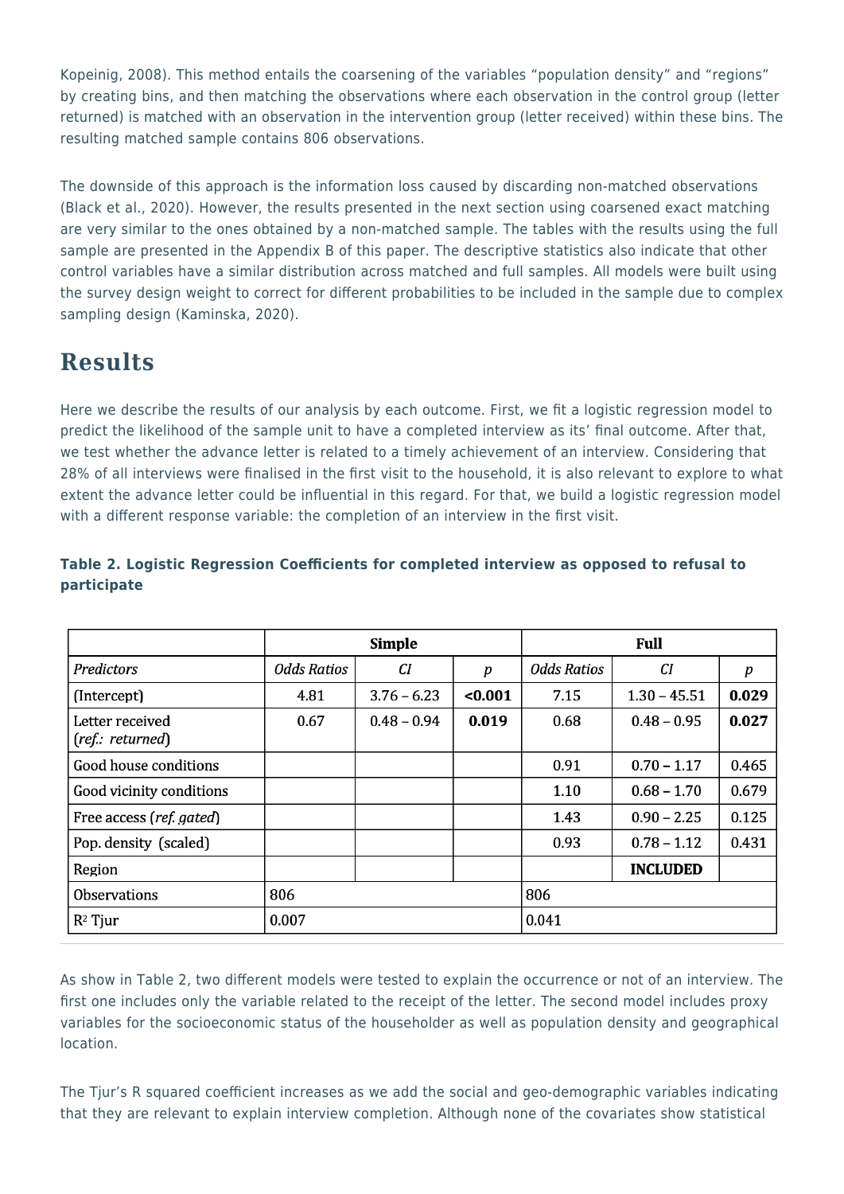Kopeinig, 2008). This method entails the coarsening of the variables “population density” and “regions” by creating bins, and then matching the observations where each observation in the control group (letter returned) is matched with an observation in the intervention group (letter received) within these bins. The resulting matched sample contains 806 observations.

The downside of this approach is the information loss caused by discarding non-matched observations (Black et al., 2020). However, the results presented in the next section using coarsened exact matching are very similar to the ones obtained by a non-matched sample. The tables with the results using the full sample are presented in the Appendix B of this paper. The descriptive statistics also indicate that other control variables have a similar distribution across matched and full samples. All models were built using the survey design weight to correct for different probabilities to be included in the sample due to complex sampling design (Kaminska, 2020).

## Results

Here we describe the results of our analysis by each outcome. First, we fit a logistic regression model to predict the likelihood of the sample unit to have a completed interview as its' final outcome. After that, we test whether the advance letter is related to a timely achievement of an interview. Considering that 28% of all interviews were finalised in the first visit to the household, it is also relevant to explore to what extent the advance letter could be influential in this regard. For that, we build a logistic regression model with a different response variable: the completion of an interview in the first visit.

**Table 2. Logistic Regression Coefficients for completed interview as opposed to refusal to participate**

| | Simple | | | Full | | |
|---|---|---|---|---|---|---|
| *Predictors* | *Odds Ratios* | *CI* | *p* | *Odds Ratios* | *CI* | *p* |
| (Intercept) | 4.81 | 3.76 – 6.23 | **<0.001** | 7.15 | 1.30 – 45.51 | **0.029** |
| Letter received (*ref.: returned*) | 0.67 | 0.48 – 0.94 | **0.019** | 0.68 | 0.48 – 0.95 | **0.027** |
| Good house conditions | | | | 0.91 | 0.70 – 1.17 | 0.465 |
| Good vicinity conditions | | | | 1.10 | 0.68 – 1.70 | 0.679 |
| Free access (*ref. gated*) | | | | 1.43 | 0.90 – 2.25 | 0.125 |
| Pop. density (scaled) | | | | 0.93 | 0.78 – 1.12 | 0.431 |
| Region | | | | | **INCLUDED** | |
| Observations | 806 | | | 806 | | |
| $R^2$ Tjur | 0.007 | | | 0.041 | | |

As show in Table 2, two different models were tested to explain the occurrence or not of an interview. The first one includes only the variable related to the receipt of the letter. The second model includes proxy variables for the socioeconomic status of the householder as well as population density and geographical location.

The Tjur's R squared coefficient increases as we add the social and geo-demographic variables indicating that they are relevant to explain interview completion. Although none of the covariates show statistical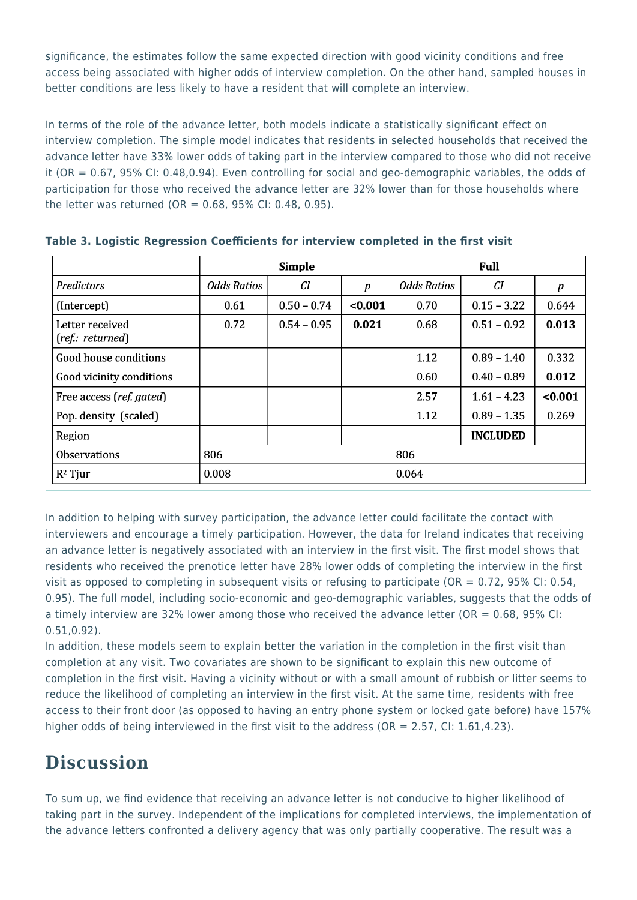significance, the estimates follow the same expected direction with good vicinity conditions and free access being associated with higher odds of interview completion. On the other hand, sampled houses in better conditions are less likely to have a resident that will complete an interview.

In terms of the role of the advance letter, both models indicate a statistically significant effect on interview completion. The simple model indicates that residents in selected households that received the advance letter have 33% lower odds of taking part in the interview compared to those who did not receive it (OR = 0.67, 95% CI: 0.48,0.94). Even controlling for social and geo-demographic variables, the odds of participation for those who received the advance letter are 32% lower than for those households where the letter was returned (OR = 0.68, 95% CI: 0.48, 0.95).

**Table 3. Logistic Regression Coefficients for interview completed in the first visit**

| | Simple | | | Full | | |
|---|---|---|---|---|---|---|
| *Predictors* | *Odds Ratios* | *CI* | *p* | *Odds Ratios* | *CI* | *p* |
| (Intercept) | 0.61 | 0.50 – 0.74 | **<0.001** | 0.70 | 0.15 – 3.22 | 0.644 |
| Letter received (*ref.: returned*) | 0.72 | 0.54 – 0.95 | **0.021** | 0.68 | 0.51 – 0.92 | **0.013** |
| Good house conditions | | | | 1.12 | 0.89 – 1.40 | 0.332 |
| Good vicinity conditions | | | | 0.60 | 0.40 – 0.89 | **0.012** |
| Free access (*ref. gated*) | | | | 2.57 | 1.61 – 4.23 | **<0.001** |
| Pop. density (scaled) | | | | 1.12 | 0.89 – 1.35 | 0.269 |
| Region | | | | | **INCLUDED** | |
| Observations | 806 | | | 806 | | |
| $R^2$ Tjur | 0.008 | | | 0.064 | | |

In addition to helping with survey participation, the advance letter could facilitate the contact with interviewers and encourage a timely participation. However, the data for Ireland indicates that receiving an advance letter is negatively associated with an interview in the first visit. The first model shows that residents who received the prenotice letter have 28% lower odds of completing the interview in the first visit as opposed to completing in subsequent visits or refusing to participate (OR = 0.72, 95% CI: 0.54, 0.95). The full model, including socio-economic and geo-demographic variables, suggests that the odds of a timely interview are 32% lower among those who received the advance letter (OR = 0.68, 95% CI: 0.51,0.92).

In addition, these models seem to explain better the variation in the completion in the first visit than completion at any visit. Two covariates are shown to be significant to explain this new outcome of completion in the first visit. Having a vicinity without or with a small amount of rubbish or litter seems to reduce the likelihood of completing an interview in the first visit. At the same time, residents with free access to their front door (as opposed to having an entry phone system or locked gate before) have 157% higher odds of being interviewed in the first visit to the address (OR = 2.57, CI: 1.61,4.23).

## Discussion

To sum up, we find evidence that receiving an advance letter is not conducive to higher likelihood of taking part in the survey. Independent of the implications for completed interviews, the implementation of the advance letters confronted a delivery agency that was only partially cooperative. The result was a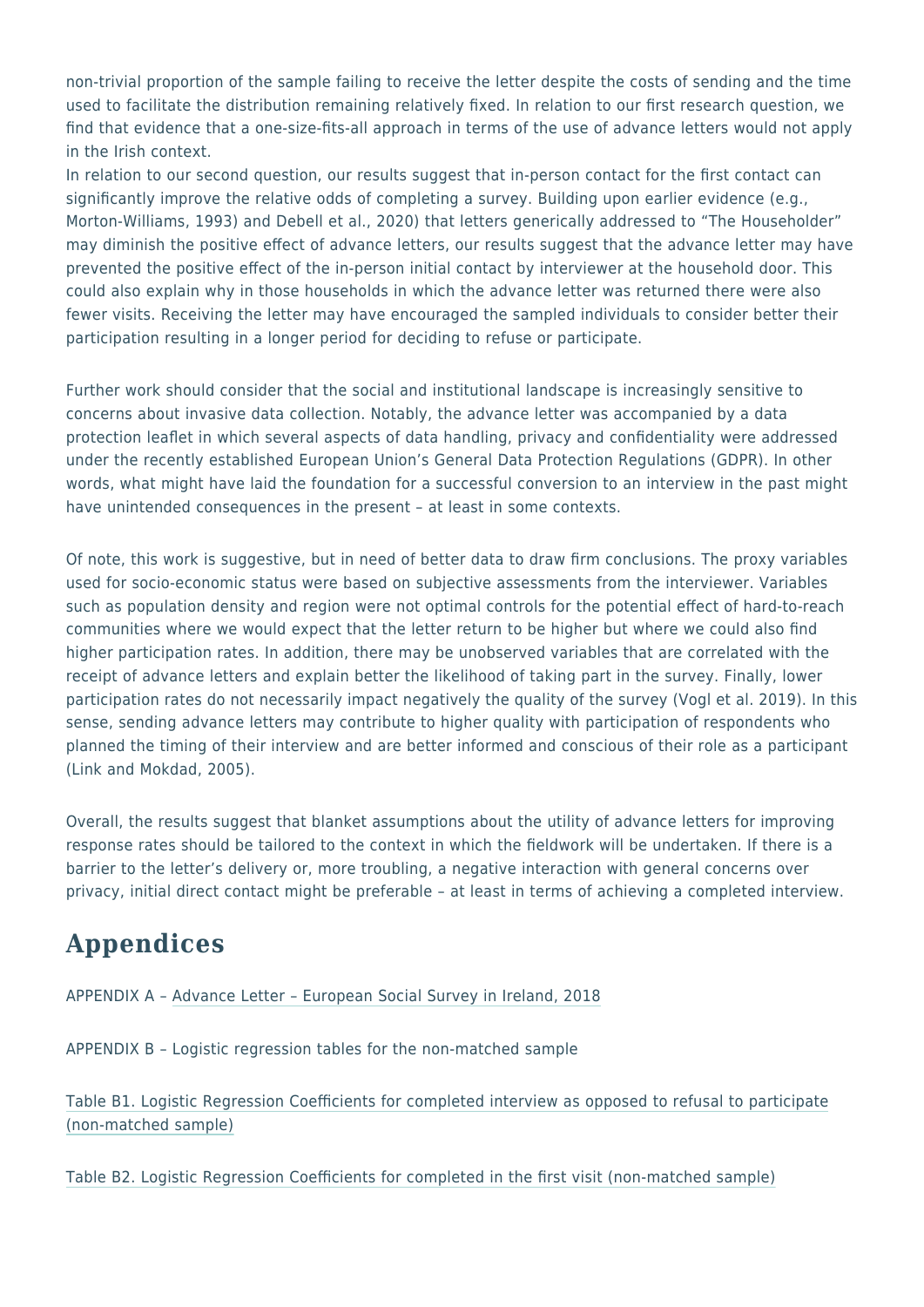non-trivial proportion of the sample failing to receive the letter despite the costs of sending and the time used to facilitate the distribution remaining relatively fixed. In relation to our first research question, we find that evidence that a one-size-fits-all approach in terms of the use of advance letters would not apply in the Irish context.
In relation to our second question, our results suggest that in-person contact for the first contact can significantly improve the relative odds of completing a survey. Building upon earlier evidence (e.g., Morton-Williams, 1993) and Debell et al., 2020) that letters generically addressed to "The Householder" may diminish the positive effect of advance letters, our results suggest that the advance letter may have prevented the positive effect of the in-person initial contact by interviewer at the household door. This could also explain why in those households in which the advance letter was returned there were also fewer visits. Receiving the letter may have encouraged the sampled individuals to consider better their participation resulting in a longer period for deciding to refuse or participate.

Further work should consider that the social and institutional landscape is increasingly sensitive to concerns about invasive data collection. Notably, the advance letter was accompanied by a data protection leaflet in which several aspects of data handling, privacy and confidentiality were addressed under the recently established European Union's General Data Protection Regulations (GDPR). In other words, what might have laid the foundation for a successful conversion to an interview in the past might have unintended consequences in the present – at least in some contexts.

Of note, this work is suggestive, but in need of better data to draw firm conclusions. The proxy variables used for socio-economic status were based on subjective assessments from the interviewer. Variables such as population density and region were not optimal controls for the potential effect of hard-to-reach communities where we would expect that the letter return to be higher but where we could also find higher participation rates. In addition, there may be unobserved variables that are correlated with the receipt of advance letters and explain better the likelihood of taking part in the survey. Finally, lower participation rates do not necessarily impact negatively the quality of the survey (Vogl et al. 2019). In this sense, sending advance letters may contribute to higher quality with participation of respondents who planned the timing of their interview and are better informed and conscious of their role as a participant (Link and Mokdad, 2005).

Overall, the results suggest that blanket assumptions about the utility of advance letters for improving response rates should be tailored to the context in which the fieldwork will be undertaken. If there is a barrier to the letter's delivery or, more troubling, a negative interaction with general concerns over privacy, initial direct contact might be preferable – at least in terms of achieving a completed interview.

## Appendices

APPENDIX A – Advance Letter – European Social Survey in Ireland, 2018

APPENDIX B – Logistic regression tables for the non-matched sample

Table B1. Logistic Regression Coefficients for completed interview as opposed to refusal to participate (non-matched sample)

Table B2. Logistic Regression Coefficients for completed in the first visit (non-matched sample)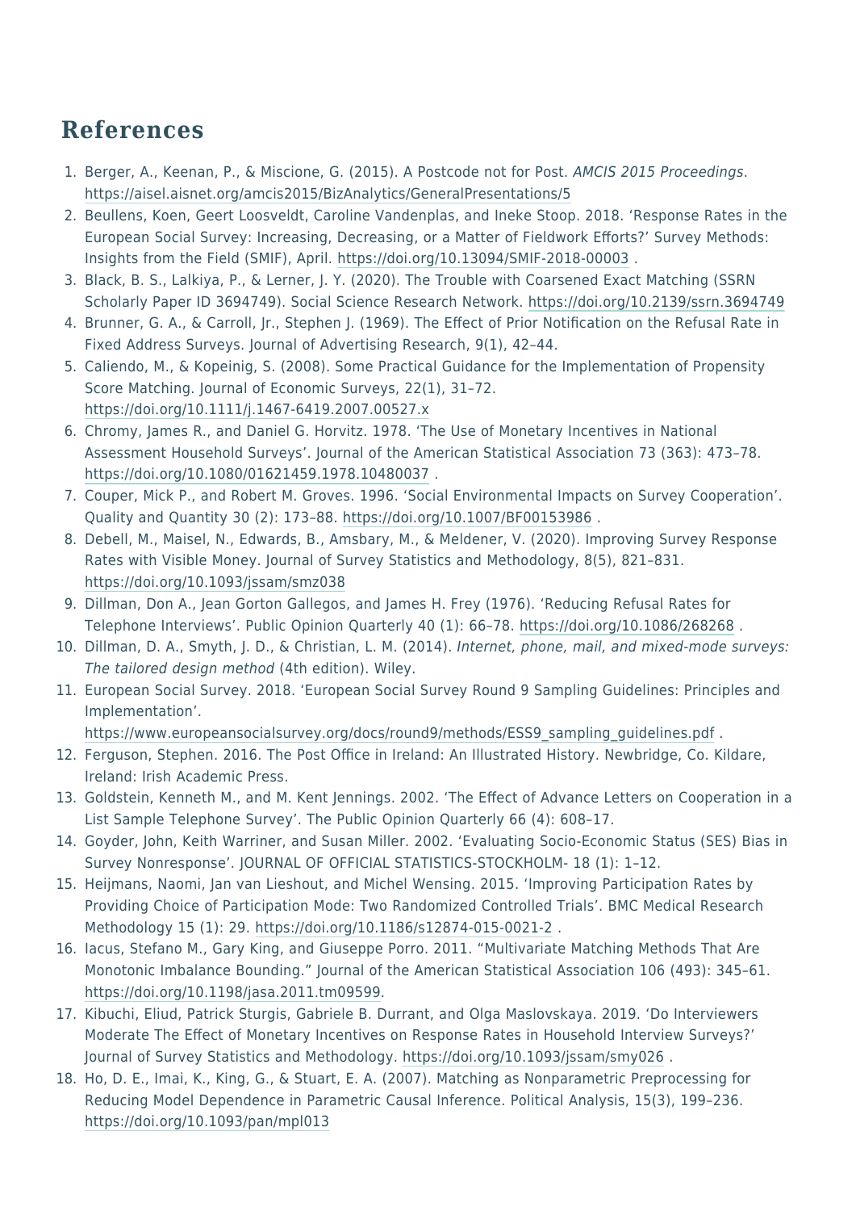## References

1. Berger, A., Keenan, P., & Miscione, G. (2015). A Postcode not for Post. *AMCIS 2015 Proceedings*. https://aisel.aisnet.org/amcis2015/BizAnalytics/GeneralPresentations/5
2. Beullens, Koen, Geert Loosveldt, Caroline Vandenplas, and Ineke Stoop. 2018. 'Response Rates in the European Social Survey: Increasing, Decreasing, or a Matter of Fieldwork Efforts?' Survey Methods: Insights from the Field (SMIF), April. https://doi.org/10.13094/SMIF-2018-00003 .
3. Black, B. S., Lalkiya, P., & Lerner, J. Y. (2020). The Trouble with Coarsened Exact Matching (SSRN Scholarly Paper ID 3694749). Social Science Research Network. https://doi.org/10.2139/ssrn.3694749
4. Brunner, G. A., & Carroll, Jr., Stephen J. (1969). The Effect of Prior Notification on the Refusal Rate in Fixed Address Surveys. Journal of Advertising Research, 9(1), 42–44.
5. Caliendo, M., & Kopeinig, S. (2008). Some Practical Guidance for the Implementation of Propensity Score Matching. Journal of Economic Surveys, 22(1), 31–72. https://doi.org/10.1111/j.1467-6419.2007.00527.x
6. Chromy, James R., and Daniel G. Horvitz. 1978. 'The Use of Monetary Incentives in National Assessment Household Surveys'. Journal of the American Statistical Association 73 (363): 473–78. https://doi.org/10.1080/01621459.1978.10480037 .
7. Couper, Mick P., and Robert M. Groves. 1996. 'Social Environmental Impacts on Survey Cooperation'. Quality and Quantity 30 (2): 173–88. https://doi.org/10.1007/BF00153986 .
8. Debell, M., Maisel, N., Edwards, B., Amsbary, M., & Meldener, V. (2020). Improving Survey Response Rates with Visible Money. Journal of Survey Statistics and Methodology, 8(5), 821–831. https://doi.org/10.1093/jssam/smz038
9. Dillman, Don A., Jean Gorton Gallegos, and James H. Frey (1976). 'Reducing Refusal Rates for Telephone Interviews'. Public Opinion Quarterly 40 (1): 66–78. https://doi.org/10.1086/268268 .
10. Dillman, D. A., Smyth, J. D., & Christian, L. M. (2014). *Internet, phone, mail, and mixed-mode surveys: The tailored design method* (4th edition). Wiley.
11. European Social Survey. 2018. 'European Social Survey Round 9 Sampling Guidelines: Principles and Implementation'. https://www.europeansocialsurvey.org/docs/round9/methods/ESS9_sampling_guidelines.pdf .
12. Ferguson, Stephen. 2016. The Post Office in Ireland: An Illustrated History. Newbridge, Co. Kildare, Ireland: Irish Academic Press.
13. Goldstein, Kenneth M., and M. Kent Jennings. 2002. 'The Effect of Advance Letters on Cooperation in a List Sample Telephone Survey'. The Public Opinion Quarterly 66 (4): 608–17.
14. Goyder, John, Keith Warriner, and Susan Miller. 2002. 'Evaluating Socio-Economic Status (SES) Bias in Survey Nonresponse'. JOURNAL OF OFFICIAL STATISTICS-STOCKHOLM- 18 (1): 1–12.
15. Heijmans, Naomi, Jan van Lieshout, and Michel Wensing. 2015. 'Improving Participation Rates by Providing Choice of Participation Mode: Two Randomized Controlled Trials'. BMC Medical Research Methodology 15 (1): 29. https://doi.org/10.1186/s12874-015-0021-2 .
16. Iacus, Stefano M., Gary King, and Giuseppe Porro. 2011. "Multivariate Matching Methods That Are Monotonic Imbalance Bounding." Journal of the American Statistical Association 106 (493): 345–61. https://doi.org/10.1198/jasa.2011.tm09599.
17. Kibuchi, Eliud, Patrick Sturgis, Gabriele B. Durrant, and Olga Maslovskaya. 2019. 'Do Interviewers Moderate The Effect of Monetary Incentives on Response Rates in Household Interview Surveys?' Journal of Survey Statistics and Methodology. https://doi.org/10.1093/jssam/smy026 .
18. Ho, D. E., Imai, K., King, G., & Stuart, E. A. (2007). Matching as Nonparametric Preprocessing for Reducing Model Dependence in Parametric Causal Inference. Political Analysis, 15(3), 199–236. https://doi.org/10.1093/pan/mpl013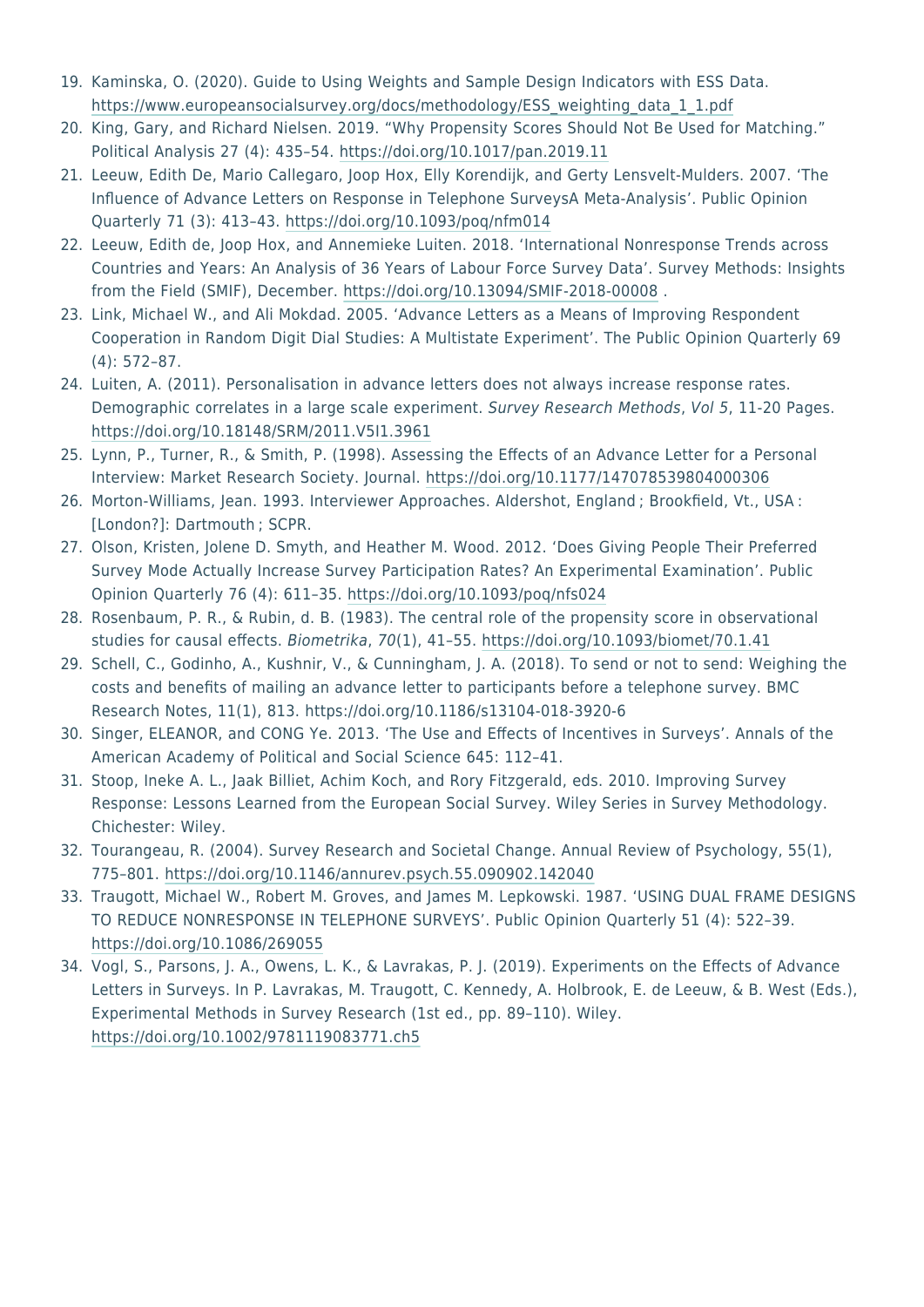19. Kaminska, O. (2020). Guide to Using Weights and Sample Design Indicators with ESS Data. https://www.europeansocialsurvey.org/docs/methodology/ESS_weighting_data_1_1.pdf
20. King, Gary, and Richard Nielsen. 2019. “Why Propensity Scores Should Not Be Used for Matching.” Political Analysis 27 (4): 435–54. https://doi.org/10.1017/pan.2019.11
21. Leeuw, Edith De, Mario Callegaro, Joop Hox, Elly Korendijk, and Gerty Lensvelt-Mulders. 2007. ‘The Influence of Advance Letters on Response in Telephone SurveysA Meta-Analysis’. Public Opinion Quarterly 71 (3): 413–43. https://doi.org/10.1093/poq/nfm014
22. Leeuw, Edith de, Joop Hox, and Annemieke Luiten. 2018. ‘International Nonresponse Trends across Countries and Years: An Analysis of 36 Years of Labour Force Survey Data’. Survey Methods: Insights from the Field (SMIF), December. https://doi.org/10.13094/SMIF-2018-00008 .
23. Link, Michael W., and Ali Mokdad. 2005. ‘Advance Letters as a Means of Improving Respondent Cooperation in Random Digit Dial Studies: A Multistate Experiment’. The Public Opinion Quarterly 69 (4): 572–87.
24. Luiten, A. (2011). Personalisation in advance letters does not always increase response rates. Demographic correlates in a large scale experiment. *Survey Research Methods*, *Vol 5*, 11-20 Pages. https://doi.org/10.18148/SRM/2011.V5I1.3961
25. Lynn, P., Turner, R., & Smith, P. (1998). Assessing the Effects of an Advance Letter for a Personal Interview: Market Research Society. Journal. https://doi.org/10.1177/147078539804000306
26. Morton-Williams, Jean. 1993. Interviewer Approaches. Aldershot, England ; Brookfield, Vt., USA : [London?]: Dartmouth ; SCPR.
27. Olson, Kristen, Jolene D. Smyth, and Heather M. Wood. 2012. ‘Does Giving People Their Preferred Survey Mode Actually Increase Survey Participation Rates? An Experimental Examination’. Public Opinion Quarterly 76 (4): 611–35. https://doi.org/10.1093/poq/nfs024
28. Rosenbaum, P. R., & Rubin, d. B. (1983). The central role of the propensity score in observational studies for causal effects. *Biometrika*, *70*(1), 41–55. https://doi.org/10.1093/biomet/70.1.41
29. Schell, C., Godinho, A., Kushnir, V., & Cunningham, J. A. (2018). To send or not to send: Weighing the costs and benefits of mailing an advance letter to participants before a telephone survey. BMC Research Notes, 11(1), 813. https://doi.org/10.1186/s13104-018-3920-6
30. Singer, ELEANOR, and CONG Ye. 2013. ‘The Use and Effects of Incentives in Surveys’. Annals of the American Academy of Political and Social Science 645: 112–41.
31. Stoop, Ineke A. L., Jaak Billiet, Achim Koch, and Rory Fitzgerald, eds. 2010. Improving Survey Response: Lessons Learned from the European Social Survey. Wiley Series in Survey Methodology. Chichester: Wiley.
32. Tourangeau, R. (2004). Survey Research and Societal Change. Annual Review of Psychology, 55(1), 775–801. https://doi.org/10.1146/annurev.psych.55.090902.142040
33. Traugott, Michael W., Robert M. Groves, and James M. Lepkowski. 1987. ‘USING DUAL FRAME DESIGNS TO REDUCE NONRESPONSE IN TELEPHONE SURVEYS’. Public Opinion Quarterly 51 (4): 522–39. https://doi.org/10.1086/269055
34. Vogl, S., Parsons, J. A., Owens, L. K., & Lavrakas, P. J. (2019). Experiments on the Effects of Advance Letters in Surveys. In P. Lavrakas, M. Traugott, C. Kennedy, A. Holbrook, E. de Leeuw, & B. West (Eds.), Experimental Methods in Survey Research (1st ed., pp. 89–110). Wiley. https://doi.org/10.1002/9781119083771.ch5